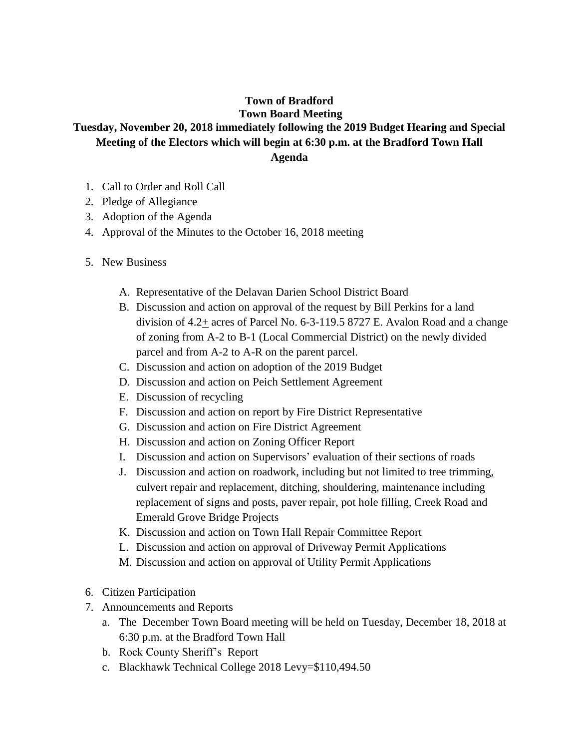**Town of Bradford**
**Town Board Meeting**
**Tuesday, November 20, 2018 immediately following the 2019 Budget Hearing and Special Meeting of the Electors which will begin at 6:30 p.m. at the Bradford Town Hall**
**Agenda**

1. Call to Order and Roll Call
2. Pledge of Allegiance
3. Adoption of the Agenda
4. Approval of the Minutes to the October 16, 2018 meeting

5. New Business

   A. Representative of the Delavan Darien School District Board
   B. Discussion and action on approval of the request by Bill Perkins for a land division of 4.2± acres of Parcel No. 6-3-119.5 8727 E. Avalon Road and a change of zoning from A-2 to B-1 (Local Commercial District) on the newly divided parcel and from A-2 to A-R on the parent parcel.
   C. Discussion and action on adoption of the 2019 Budget
   D. Discussion and action on Peich Settlement Agreement
   E. Discussion of recycling
   F. Discussion and action on report by Fire District Representative
   G. Discussion and action on Fire District Agreement
   H. Discussion and action on Zoning Officer Report
   I. Discussion and action on Supervisors' evaluation of their sections of roads
   J. Discussion and action on roadwork, including but not limited to tree trimming, culvert repair and replacement, ditching, shouldering, maintenance including replacement of signs and posts, paver repair, pot hole filling, Creek Road and Emerald Grove Bridge Projects
   K. Discussion and action on Town Hall Repair Committee Report
   L. Discussion and action on approval of Driveway Permit Applications
   M. Discussion and action on approval of Utility Permit Applications

6. Citizen Participation
7. Announcements and Reports
   a. The December Town Board meeting will be held on Tuesday, December 18, 2018 at 6:30 p.m. at the Bradford Town Hall
   b. Rock County Sheriff's Report
   c. Blackhawk Technical College 2018 Levy=$110,494.50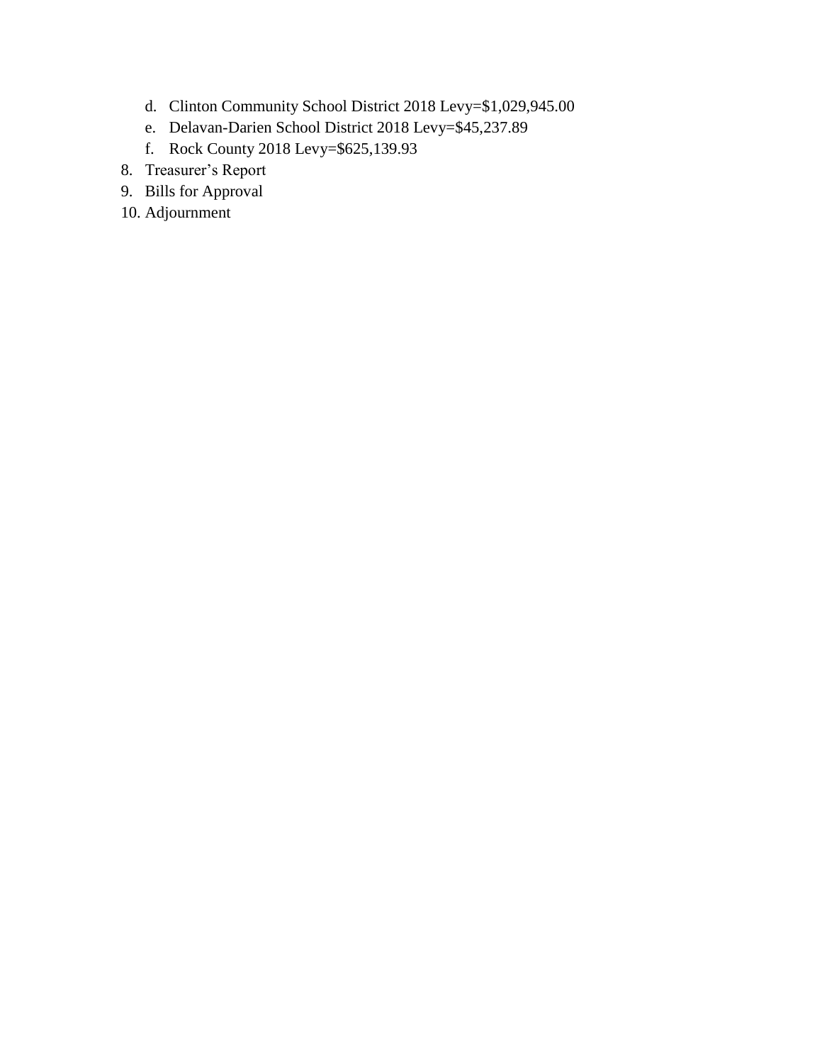d. Clinton Community School District 2018 Levy=$1,029,945.00
   e. Delavan-Darien School District 2018 Levy=$45,237.89
   f. Rock County 2018 Levy=$625,139.93

8. Treasurer's Report
9. Bills for Approval
10. Adjournment